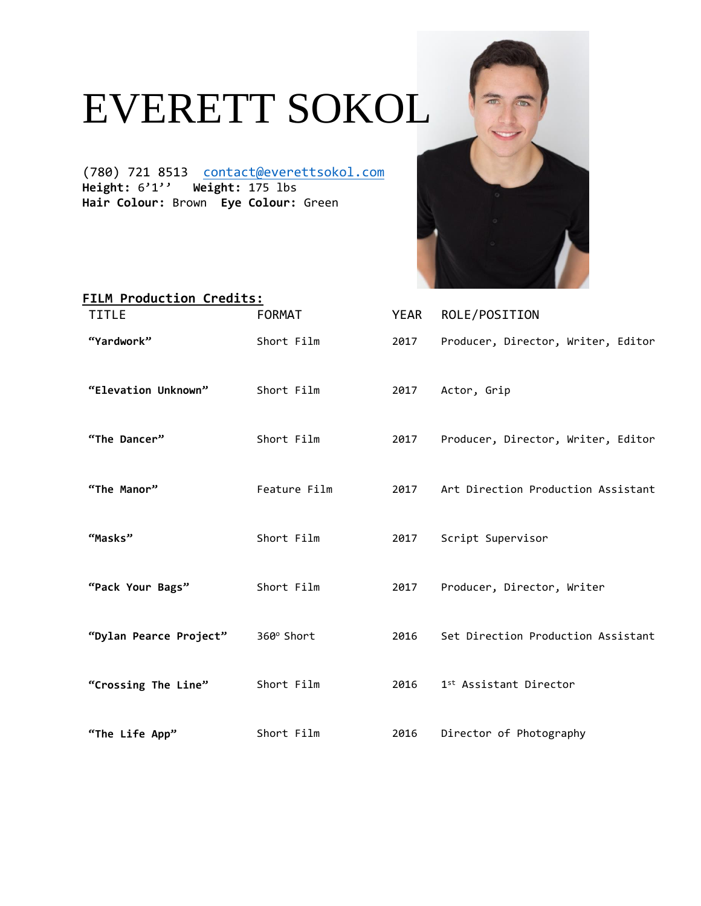# EVERETT SOKOL

(780) 721 8513  contact@everettsokol.com
**Height:** 6'1''  **Weight:** 175 lbs
**Hair Colour:** Brown  **Eye Colour:** Green

## FILM Production Credits:

| TITLE | FORMAT | YEAR | ROLE/POSITION |
|---|---|---|---|
| **"Yardwork"** | Short Film | 2017 | Producer, Director, Writer, Editor |
| **"Elevation Unknown"** | Short Film | 2017 | Actor, Grip |
| **"The Dancer"** | Short Film | 2017 | Producer, Director, Writer, Editor |
| **"The Manor"** | Feature Film | 2017 | Art Direction Production Assistant |
| **"Masks"** | Short Film | 2017 | Script Supervisor |
| **"Pack Your Bags"** | Short Film | 2017 | Producer, Director, Writer |
| **"Dylan Pearce Project"** | 360° Short | 2016 | Set Direction Production Assistant |
| **"Crossing The Line"** | Short Film | 2016 | 1st Assistant Director |
| **"The Life App"** | Short Film | 2016 | Director of Photography |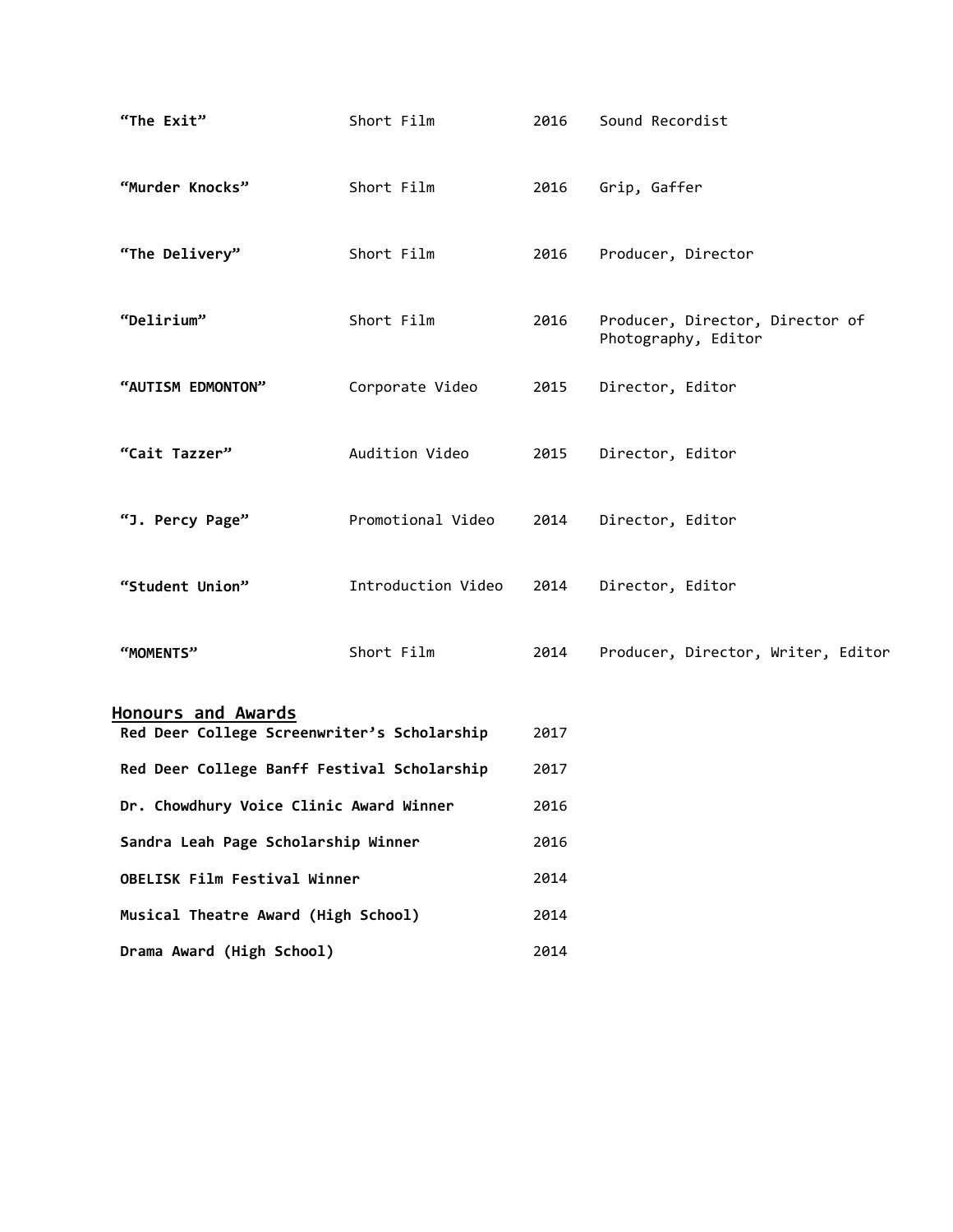| | | | |
|---|---|---|---|
| **“The Exit”** | Short Film | 2016 | Sound Recordist |
| **“Murder Knocks”** | Short Film | 2016 | Grip, Gaffer |
| **“The Delivery”** | Short Film | 2016 | Producer, Director |
| **“Delirium”** | Short Film | 2016 | Producer, Director, Director of Photography, Editor |
| **“AUTISM EDMONTON”** | Corporate Video | 2015 | Director, Editor |
| **“Cait Tazzer”** | Audition Video | 2015 | Director, Editor |
| **“J. Percy Page”** | Promotional Video | 2014 | Director, Editor |
| **“Student Union”** | Introduction Video | 2014 | Director, Editor |
| **“MOMENTS”** | Short Film | 2014 | Producer, Director, Writer, Editor |

## Honours and Awards

| | |
|---|---|
| **Red Deer College Screenwriter’s Scholarship** | 2017 |
| **Red Deer College Banff Festival Scholarship** | 2017 |
| **Dr. Chowdhury Voice Clinic Award Winner** | 2016 |
| **Sandra Leah Page Scholarship Winner** | 2016 |
| **OBELISK Film Festival Winner** | 2014 |
| **Musical Theatre Award (High School)** | 2014 |
| **Drama Award (High School)** | 2014 |